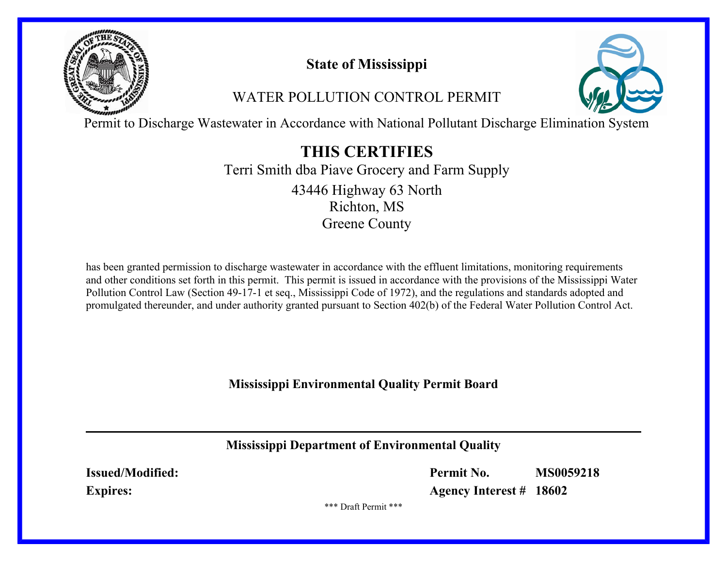**State of Mississippi**

WATER POLLUTION CONTROL PERMIT

Permit to Discharge Wastewater in Accordance with National Pollutant Discharge Elimination System

# THIS CERTIFIES

Terri Smith dba Piave Grocery and Farm Supply

43446 Highway 63 North
Richton, MS
Greene County

has been granted permission to discharge wastewater in accordance with the effluent limitations, monitoring requirements and other conditions set forth in this permit. This permit is issued in accordance with the provisions of the Mississippi Water Pollution Control Law (Section 49-17-1 et seq., Mississippi Code of 1972), and the regulations and standards adopted and promulgated thereunder, and under authority granted pursuant to Section 402(b) of the Federal Water Pollution Control Act.

**Mississippi Environmental Quality Permit Board**

---

**Mississippi Department of Environmental Quality**

| | | | |
|---|---|---|---|
| **Issued/Modified:** | | **Permit No.** | **MS0059218** |
| **Expires:** | | **Agency Interest #** | **18602** |

\*\*\* Draft Permit \*\*\*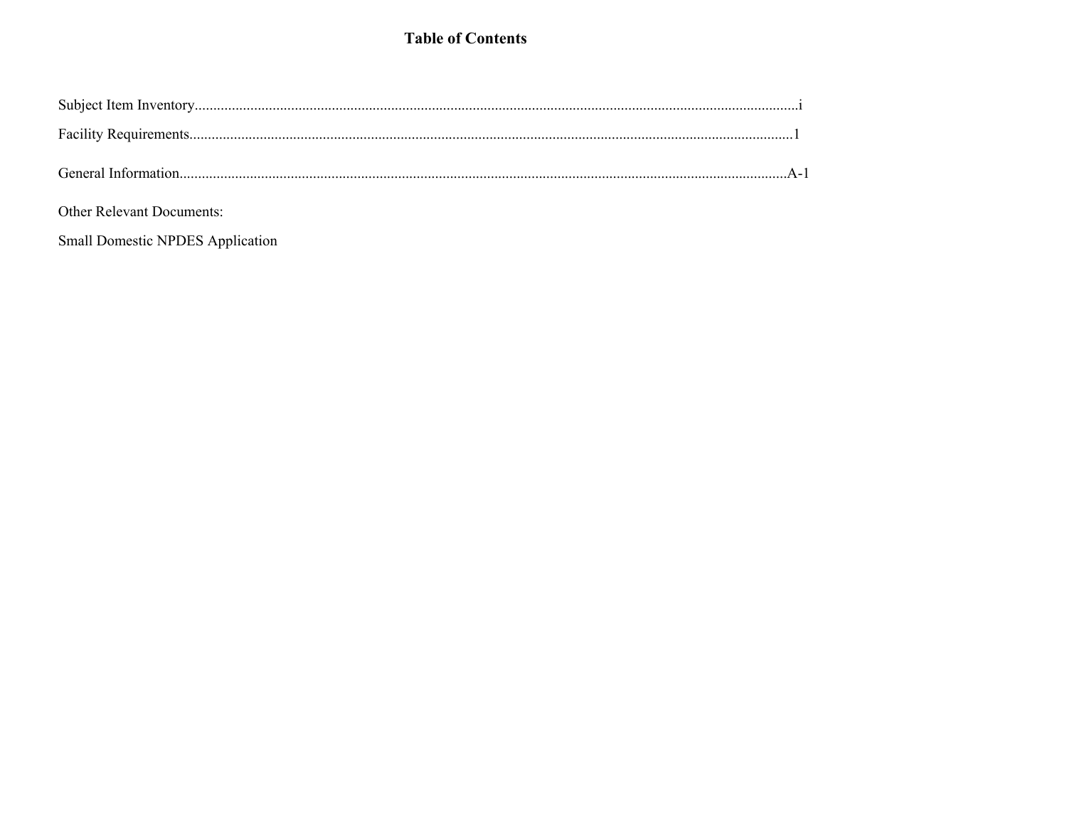# Table of Contents

Subject Item Inventory....................................................................................................................................................i

Facility Requirements....................................................................................................................................................1

General Information...................................................................................................................................................A-1

Other Relevant Documents:

Small Domestic NPDES Application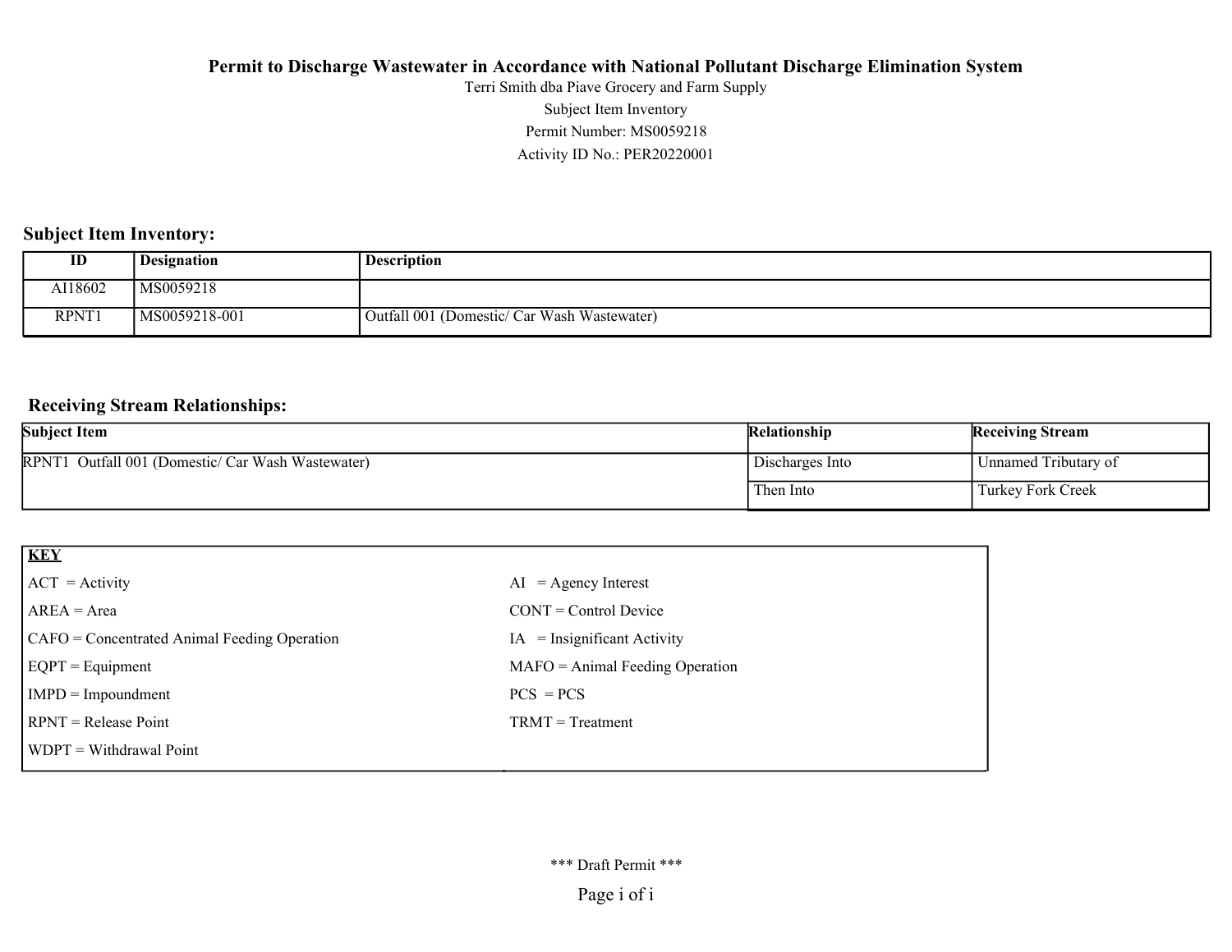**Permit to Discharge Wastewater in Accordance with National Pollutant Discharge Elimination System**

Terri Smith dba Piave Grocery and Farm Supply

Subject Item Inventory

Permit Number: MS0059218

Activity ID No.: PER20220001

## Subject Item Inventory:

| ID | Designation | Description |
|---|---|---|
| AI18602 | MS0059218 | |
| RPNT1 | MS0059218-001 | Outfall 001 (Domestic/ Car Wash Wastewater) |

## Receiving Stream Relationships:

| Subject Item | Relationship | Receiving Stream |
|---|---|---|
| RPNT1 Outfall 001 (Domestic/ Car Wash Wastewater) | Discharges Into | Unnamed Tributary of |
| | Then Into | Turkey Fork Creek |

| **KEY** | |
|---|---|
| ACT = Activity | AI = Agency Interest |
| AREA = Area | CONT = Control Device |
| CAFO = Concentrated Animal Feeding Operation | IA = Insignificant Activity |
| EQPT = Equipment | MAFO = Animal Feeding Operation |
| IMPD = Impoundment | PCS = PCS |
| RPNT = Release Point | TRMT = Treatment |
| WDPT = Withdrawal Point | |

*** Draft Permit ***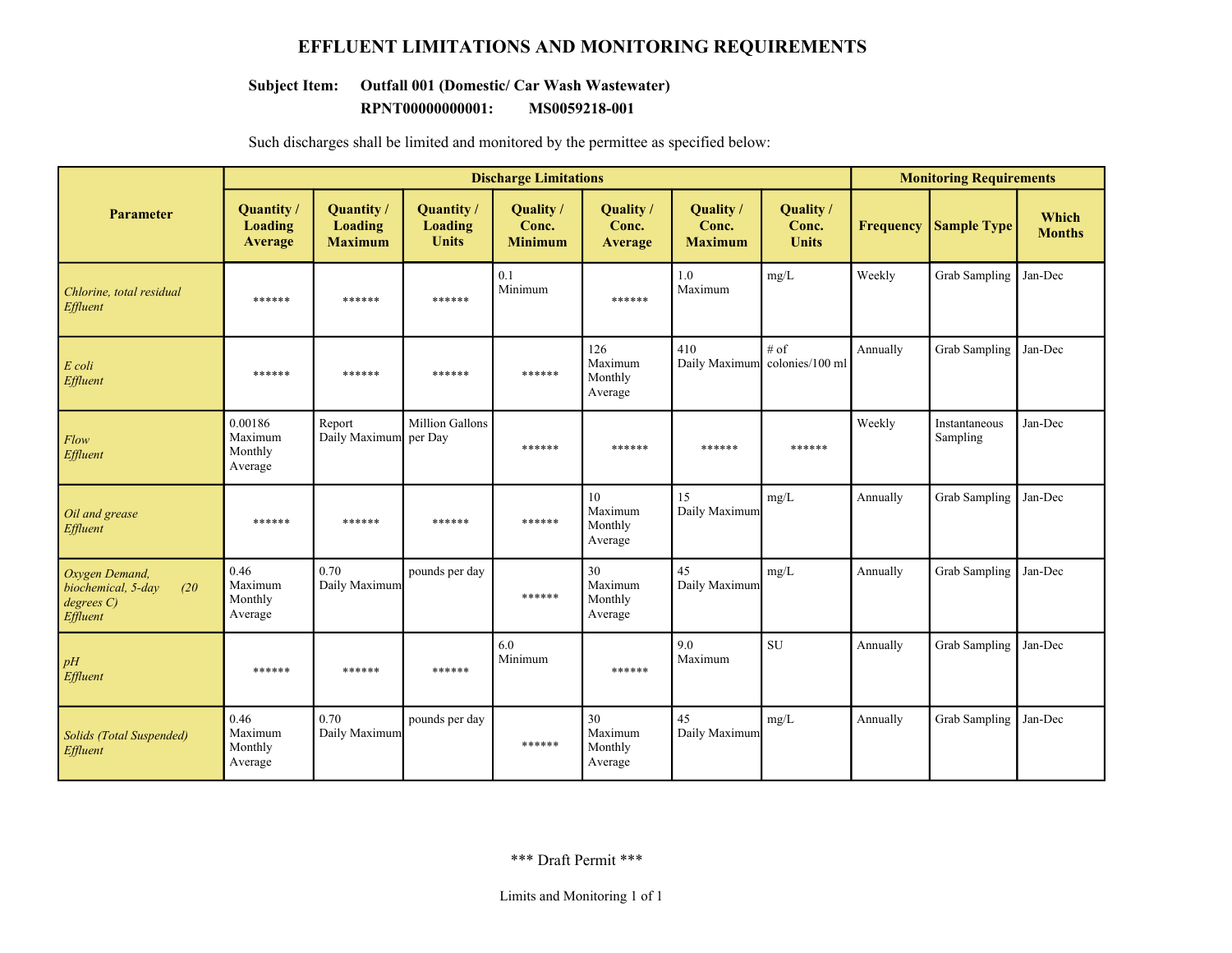# EFFLUENT LIMITATIONS AND MONITORING REQUIREMENTS

**Subject Item:** **Outfall 001 (Domestic/ Car Wash Wastewater)**
**RPNT00000000001: MS0059218-001**

Such discharges shall be limited and monitored by the permittee as specified below:

| Parameter | Discharge Limitations | | | | | | | Monitoring Requirements | | |
|---|---|---|---|---|---|---|---|---|---|---|
| | Quantity / Loading Average | Quantity / Loading Maximum | Quantity / Loading Units | Quality / Conc. Minimum | Quality / Conc. Average | Quality / Conc. Maximum | Quality / Conc. Units | Frequency | Sample Type | Which Months |
| *Chlorine, total residual Effluent* | ****** | ****** | ****** | 0.1 Minimum | ****** | 1.0 Maximum | mg/L | Weekly | Grab Sampling | Jan-Dec |
| *E coli Effluent* | ****** | ****** | ****** | ****** | 126 Maximum Monthly Average | 410 Daily Maximum | # of colonies/100 ml | Annually | Grab Sampling | Jan-Dec |
| *Flow Effluent* | 0.00186 Maximum Monthly Average | Report Daily Maximum | Million Gallons per Day | ****** | ****** | ****** | ****** | Weekly | Instantaneous Sampling | Jan-Dec |
| *Oil and grease Effluent* | ****** | ****** | ****** | ****** | 10 Maximum Monthly Average | 15 Daily Maximum | mg/L | Annually | Grab Sampling | Jan-Dec |
| *Oxygen Demand, biochemical, 5-day (20 degrees C) Effluent* | 0.46 Maximum Monthly Average | 0.70 Daily Maximum | pounds per day | ****** | 30 Maximum Monthly Average | 45 Daily Maximum | mg/L | Annually | Grab Sampling | Jan-Dec |
| *pH Effluent* | ****** | ****** | ****** | 6.0 Minimum | ****** | 9.0 Maximum | SU | Annually | Grab Sampling | Jan-Dec |
| *Solids (Total Suspended) Effluent* | 0.46 Maximum Monthly Average | 0.70 Daily Maximum | pounds per day | ****** | 30 Maximum Monthly Average | 45 Daily Maximum | mg/L | Annually | Grab Sampling | Jan-Dec |

*** Draft Permit ***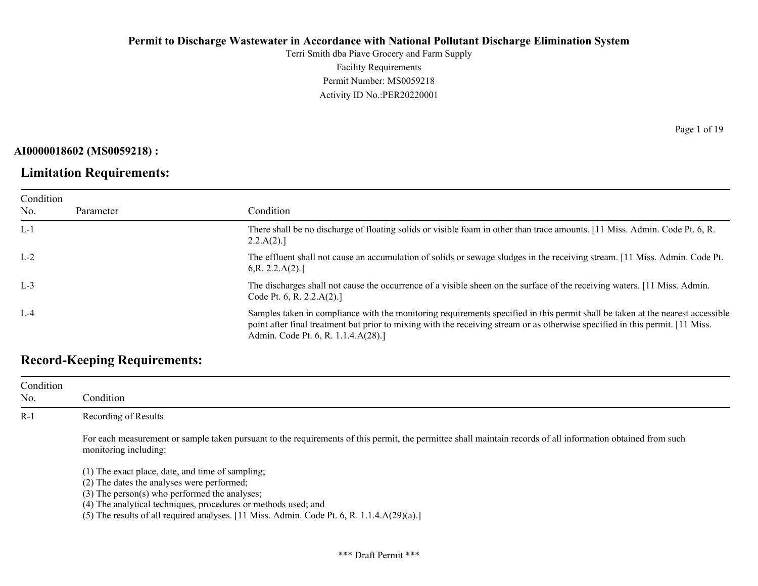**Permit to Discharge Wastewater in Accordance with National Pollutant Discharge Elimination System**

Terri Smith dba Piave Grocery and Farm Supply

Facility Requirements

Permit Number: MS0059218

Activity ID No.:PER20220001

**AI0000018602 (MS0059218) :**

## Limitation Requirements:

| Condition No. | Parameter | Condition |
|---|---|---|
| L-1 | | There shall be no discharge of floating solids or visible foam in other than trace amounts. [11 Miss. Admin. Code Pt. 6, R. 2.2.A(2).] |
| L-2 | | The effluent shall not cause an accumulation of solids or sewage sludges in the receiving stream. [11 Miss. Admin. Code Pt. 6,R. 2.2.A(2).] |
| L-3 | | The discharges shall not cause the occurrence of a visible sheen on the surface of the receiving waters. [11 Miss. Admin. Code Pt. 6, R. 2.2.A(2).] |
| L-4 | | Samples taken in compliance with the monitoring requirements specified in this permit shall be taken at the nearest accessible point after final treatment but prior to mixing with the receiving stream or as otherwise specified in this permit. [11 Miss. Admin. Code Pt. 6, R. 1.1.4.A(28).] |

## Record-Keeping Requirements:

| Condition No. | Condition |
|---|---|
| R-1 | Recording of Results<br><br>For each measurement or sample taken pursuant to the requirements of this permit, the permittee shall maintain records of all information obtained from such monitoring including:<br><br>(1) The exact place, date, and time of sampling;<br>(2) The dates the analyses were performed;<br>(3) The person(s) who performed the analyses;<br>(4) The analytical techniques, procedures or methods used; and<br>(5) The results of all required analyses. [11 Miss. Admin. Code Pt. 6, R. 1.1.4.A(29)(a).] |

*** Draft Permit ***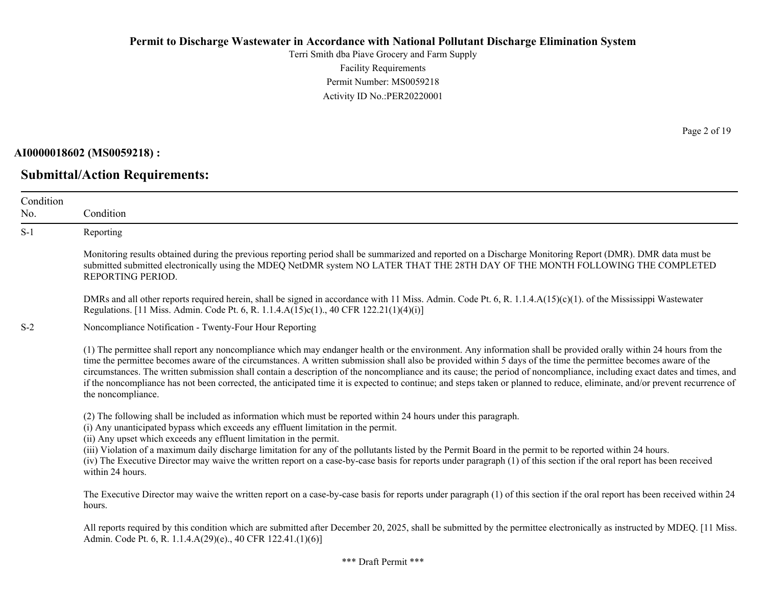**AI0000018602 (MS0059218) :**

## Submittal/Action Requirements:

| Condition No. | Condition |
|---|---|
| S-1 | Reporting<br><br>Monitoring results obtained during the previous reporting period shall be summarized and reported on a Discharge Monitoring Report (DMR). DMR data must be submitted submitted electronically using the MDEQ NetDMR system NO LATER THAT THE 28TH DAY OF THE MONTH FOLLOWING THE COMPLETED REPORTING PERIOD.<br><br>DMRs and all other reports required herein, shall be signed in accordance with 11 Miss. Admin. Code Pt. 6, R. 1.1.4.A(15)(c)(1). of the Mississippi Wastewater Regulations. [11 Miss. Admin. Code Pt. 6, R. 1.1.4.A(15)c(1)., 40 CFR 122.21(1)(4)(i)] |
| S-2 | Noncompliance Notification - Twenty-Four Hour Reporting<br><br>(1) The permittee shall report any noncompliance which may endanger health or the environment. Any information shall be provided orally within 24 hours from the time the permittee becomes aware of the circumstances. A written submission shall also be provided within 5 days of the time the permittee becomes aware of the circumstances. The written submission shall contain a description of the noncompliance and its cause; the period of noncompliance, including exact dates and times, and if the noncompliance has not been corrected, the anticipated time it is expected to continue; and steps taken or planned to reduce, eliminate, and/or prevent recurrence of the noncompliance.<br><br>(2) The following shall be included as information which must be reported within 24 hours under this paragraph.<br>(i) Any unanticipated bypass which exceeds any effluent limitation in the permit.<br>(ii) Any upset which exceeds any effluent limitation in the permit.<br>(iii) Violation of a maximum daily discharge limitation for any of the pollutants listed by the Permit Board in the permit to be reported within 24 hours.<br>(iv) The Executive Director may waive the written report on a case-by-case basis for reports under paragraph (1) of this section if the oral report has been received within 24 hours.<br><br>The Executive Director may waive the written report on a case-by-case basis for reports under paragraph (1) of this section if the oral report has been received within 24 hours.<br><br>All reports required by this condition which are submitted after December 20, 2025, shall be submitted by the permittee electronically as instructed by MDEQ. [11 Miss. Admin. Code Pt. 6, R. 1.1.4.A(29)(e)., 40 CFR 122.41.(1)(6)] |

*** Draft Permit ***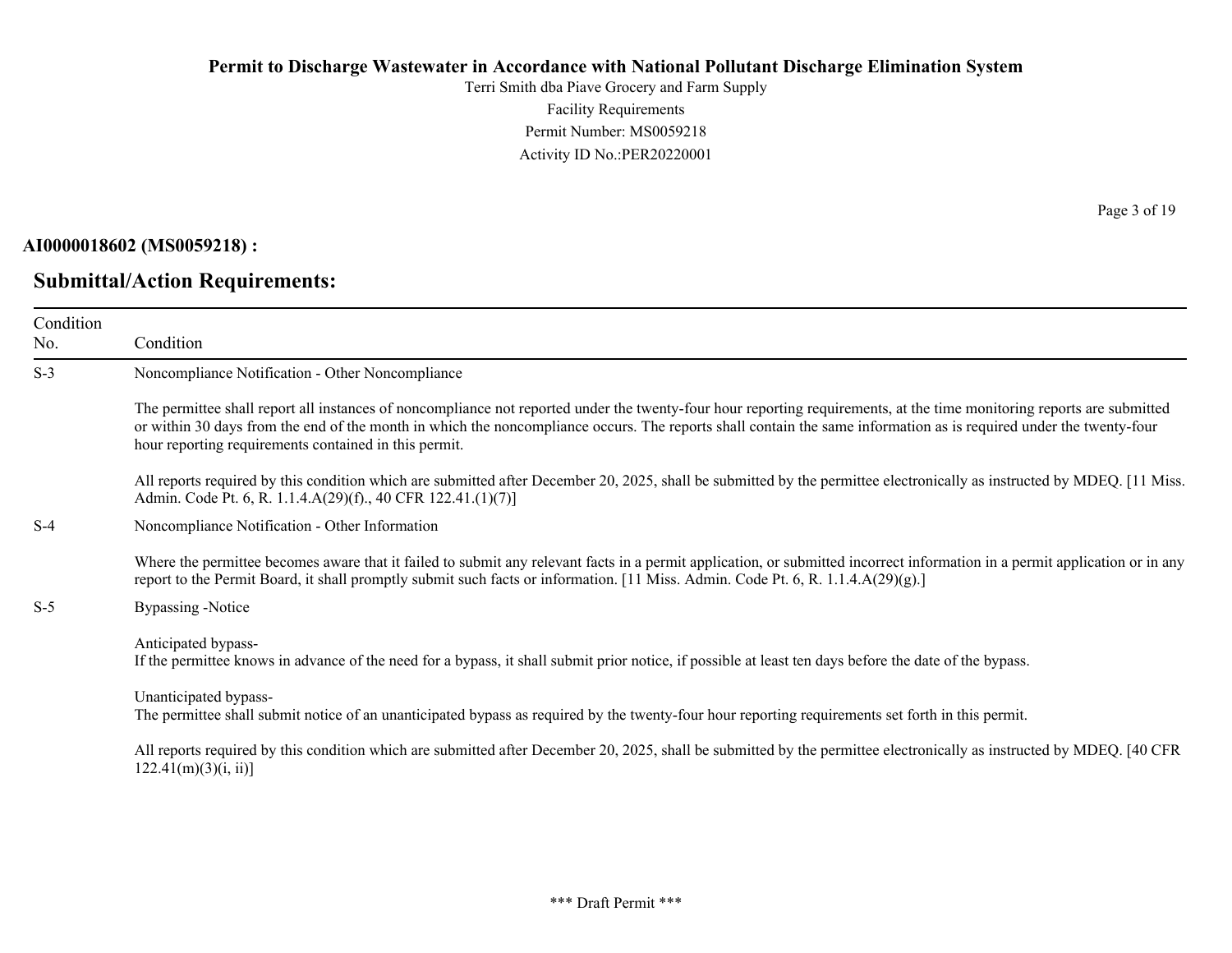**AI0000018602 (MS0059218) :**

## Submittal/Action Requirements:

| Condition No. | Condition |
| --- | --- |
| S-3 | Noncompliance Notification - Other Noncompliance<br><br>The permittee shall report all instances of noncompliance not reported under the twenty-four hour reporting requirements, at the time monitoring reports are submitted or within 30 days from the end of the month in which the noncompliance occurs. The reports shall contain the same information as is required under the twenty-four hour reporting requirements contained in this permit.<br><br>All reports required by this condition which are submitted after December 20, 2025, shall be submitted by the permittee electronically as instructed by MDEQ. [11 Miss. Admin. Code Pt. 6, R. 1.1.4.A(29)(f)., 40 CFR 122.41.(1)(7)] |
| S-4 | Noncompliance Notification - Other Information<br><br>Where the permittee becomes aware that it failed to submit any relevant facts in a permit application, or submitted incorrect information in a permit application or in any report to the Permit Board, it shall promptly submit such facts or information. [11 Miss. Admin. Code Pt. 6, R. 1.1.4.A(29)(g).] |
| S-5 | Bypassing -Notice<br><br>Anticipated bypass-<br>If the permittee knows in advance of the need for a bypass, it shall submit prior notice, if possible at least ten days before the date of the bypass.<br><br>Unanticipated bypass-<br>The permittee shall submit notice of an unanticipated bypass as required by the twenty-four hour reporting requirements set forth in this permit.<br><br>All reports required by this condition which are submitted after December 20, 2025, shall be submitted by the permittee electronically as instructed by MDEQ. [40 CFR 122.41(m)(3)(i, ii)] |

*** Draft Permit ***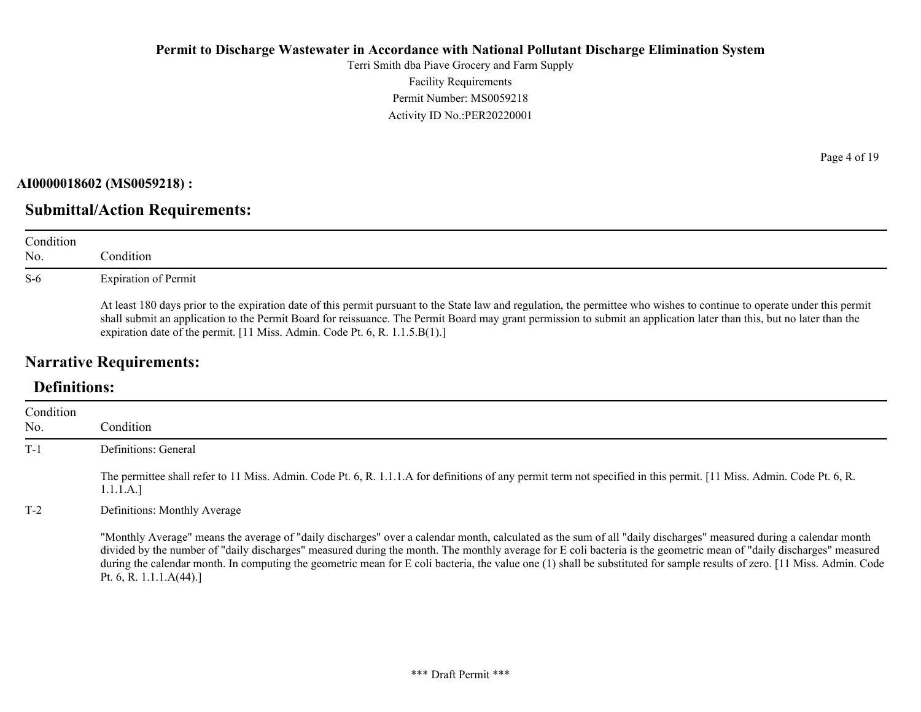**AI0000018602 (MS0059218) :**

## Submittal/Action Requirements:

| Condition No. | Condition |
|---|---|
| S-6 | Expiration of Permit<br><br>At least 180 days prior to the expiration date of this permit pursuant to the State law and regulation, the permittee who wishes to continue to operate under this permit shall submit an application to the Permit Board for reissuance. The Permit Board may grant permission to submit an application later than this, but no later than the expiration date of the permit. [11 Miss. Admin. Code Pt. 6, R. 1.1.5.B(1).] |

## Narrative Requirements:

### Definitions:

| Condition No. | Condition |
|---|---|
| T-1 | Definitions: General<br><br>The permittee shall refer to 11 Miss. Admin. Code Pt. 6, R. 1.1.1.A for definitions of any permit term not specified in this permit. [11 Miss. Admin. Code Pt. 6, R. 1.1.1.A.] |
| T-2 | Definitions: Monthly Average<br><br>"Monthly Average" means the average of "daily discharges" over a calendar month, calculated as the sum of all "daily discharges" measured during a calendar month divided by the number of "daily discharges" measured during the month. The monthly average for E coli bacteria is the geometric mean of "daily discharges" measured during the calendar month. In computing the geometric mean for E coli bacteria, the value one (1) shall be substituted for sample results of zero. [11 Miss. Admin. Code Pt. 6, R. 1.1.1.A(44).] |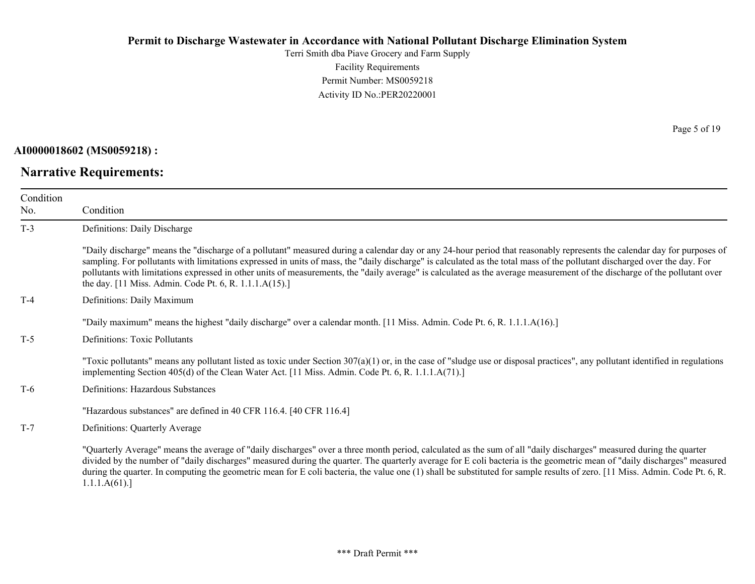**AI0000018602 (MS0059218) :**

## Narrative Requirements:

| Condition No. | Condition |
|---|---|
| T-3 | Definitions: Daily Discharge<br><br>"Daily discharge" means the "discharge of a pollutant" measured during a calendar day or any 24-hour period that reasonably represents the calendar day for purposes of sampling. For pollutants with limitations expressed in units of mass, the "daily discharge" is calculated as the total mass of the pollutant discharged over the day. For pollutants with limitations expressed in other units of measurements, the "daily average" is calculated as the average measurement of the discharge of the pollutant over the day. [11 Miss. Admin. Code Pt. 6, R. 1.1.1.A(15).] |
| T-4 | Definitions: Daily Maximum<br><br>"Daily maximum" means the highest "daily discharge" over a calendar month. [11 Miss. Admin. Code Pt. 6, R. 1.1.1.A(16).] |
| T-5 | Definitions: Toxic Pollutants<br><br>"Toxic pollutants" means any pollutant listed as toxic under Section 307(a)(1) or, in the case of "sludge use or disposal practices", any pollutant identified in regulations implementing Section 405(d) of the Clean Water Act. [11 Miss. Admin. Code Pt. 6, R. 1.1.1.A(71).] |
| T-6 | Definitions: Hazardous Substances<br><br>"Hazardous substances" are defined in 40 CFR 116.4. [40 CFR 116.4] |
| T-7 | Definitions: Quarterly Average<br><br>"Quarterly Average" means the average of "daily discharges" over a three month period, calculated as the sum of all "daily discharges" measured during the quarter divided by the number of "daily discharges" measured during the quarter. The quarterly average for E coli bacteria is the geometric mean of "daily discharges" measured during the quarter. In computing the geometric mean for E coli bacteria, the value one (1) shall be substituted for sample results of zero. [11 Miss. Admin. Code Pt. 6, R. 1.1.1.A(61).] |

*** Draft Permit ***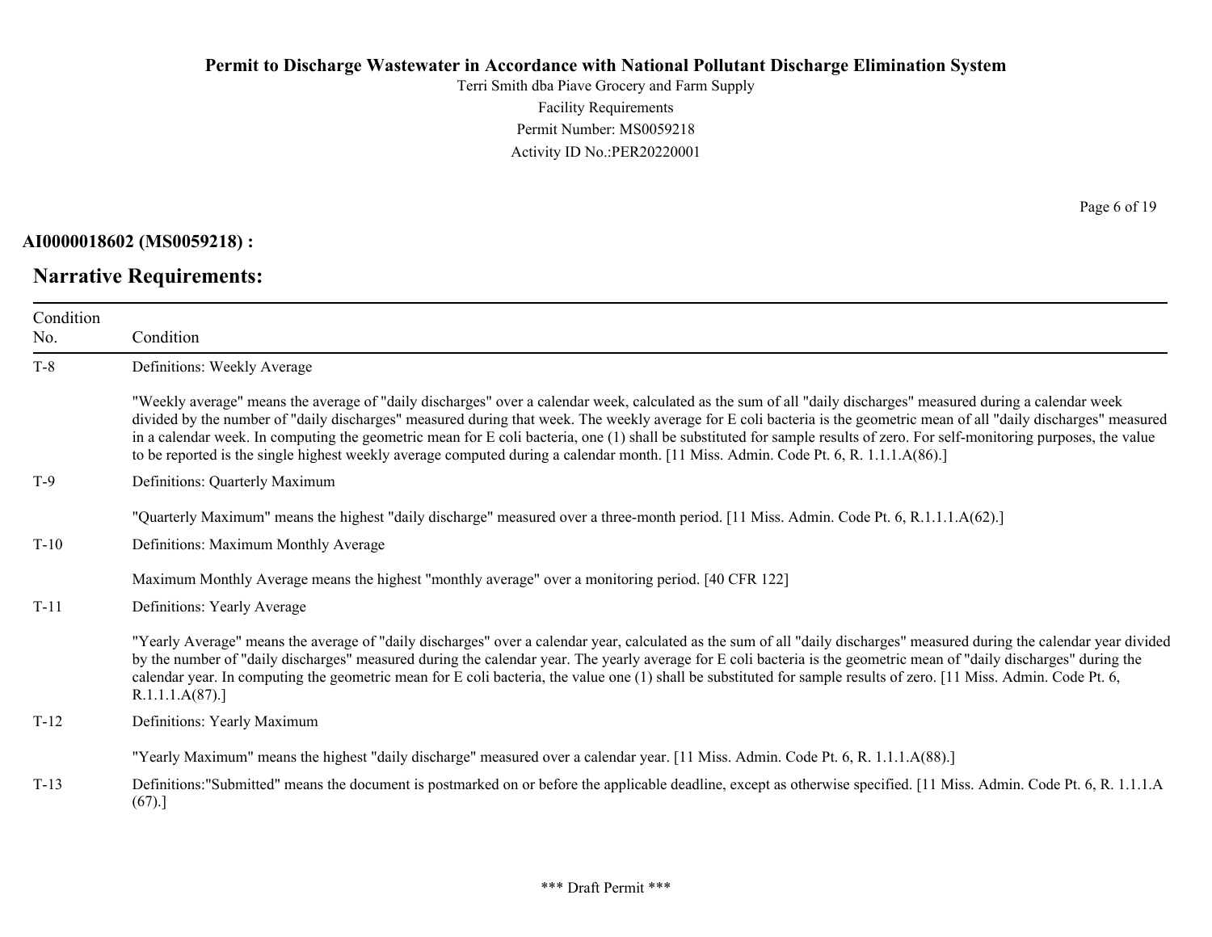**AI0000018602 (MS0059218) :**

## Narrative Requirements:

| Condition No. | Condition |
|---|---|
| T-8 | Definitions: Weekly Average<br><br>"Weekly average" means the average of "daily discharges" over a calendar week, calculated as the sum of all "daily discharges" measured during a calendar week divided by the number of "daily discharges" measured during that week. The weekly average for E coli bacteria is the geometric mean of all "daily discharges" measured in a calendar week. In computing the geometric mean for E coli bacteria, one (1) shall be substituted for sample results of zero. For self-monitoring purposes, the value to be reported is the single highest weekly average computed during a calendar month. [11 Miss. Admin. Code Pt. 6, R. 1.1.1.A(86).] |
| T-9 | Definitions: Quarterly Maximum<br><br>"Quarterly Maximum" means the highest "daily discharge" measured over a three-month period. [11 Miss. Admin. Code Pt. 6, R.1.1.1.A(62).] |
| T-10 | Definitions: Maximum Monthly Average<br><br>Maximum Monthly Average means the highest "monthly average" over a monitoring period. [40 CFR 122] |
| T-11 | Definitions: Yearly Average<br><br>"Yearly Average" means the average of "daily discharges" over a calendar year, calculated as the sum of all "daily discharges" measured during the calendar year divided by the number of "daily discharges" measured during the calendar year. The yearly average for E coli bacteria is the geometric mean of "daily discharges" during the calendar year. In computing the geometric mean for E coli bacteria, the value one (1) shall be substituted for sample results of zero. [11 Miss. Admin. Code Pt. 6, R.1.1.1.A(87).] |
| T-12 | Definitions: Yearly Maximum<br><br>"Yearly Maximum" means the highest "daily discharge" measured over a calendar year. [11 Miss. Admin. Code Pt. 6, R. 1.1.1.A(88).] |
| T-13 | Definitions:"Submitted" means the document is postmarked on or before the applicable deadline, except as otherwise specified. [11 Miss. Admin. Code Pt. 6, R. 1.1.1.A (67).] |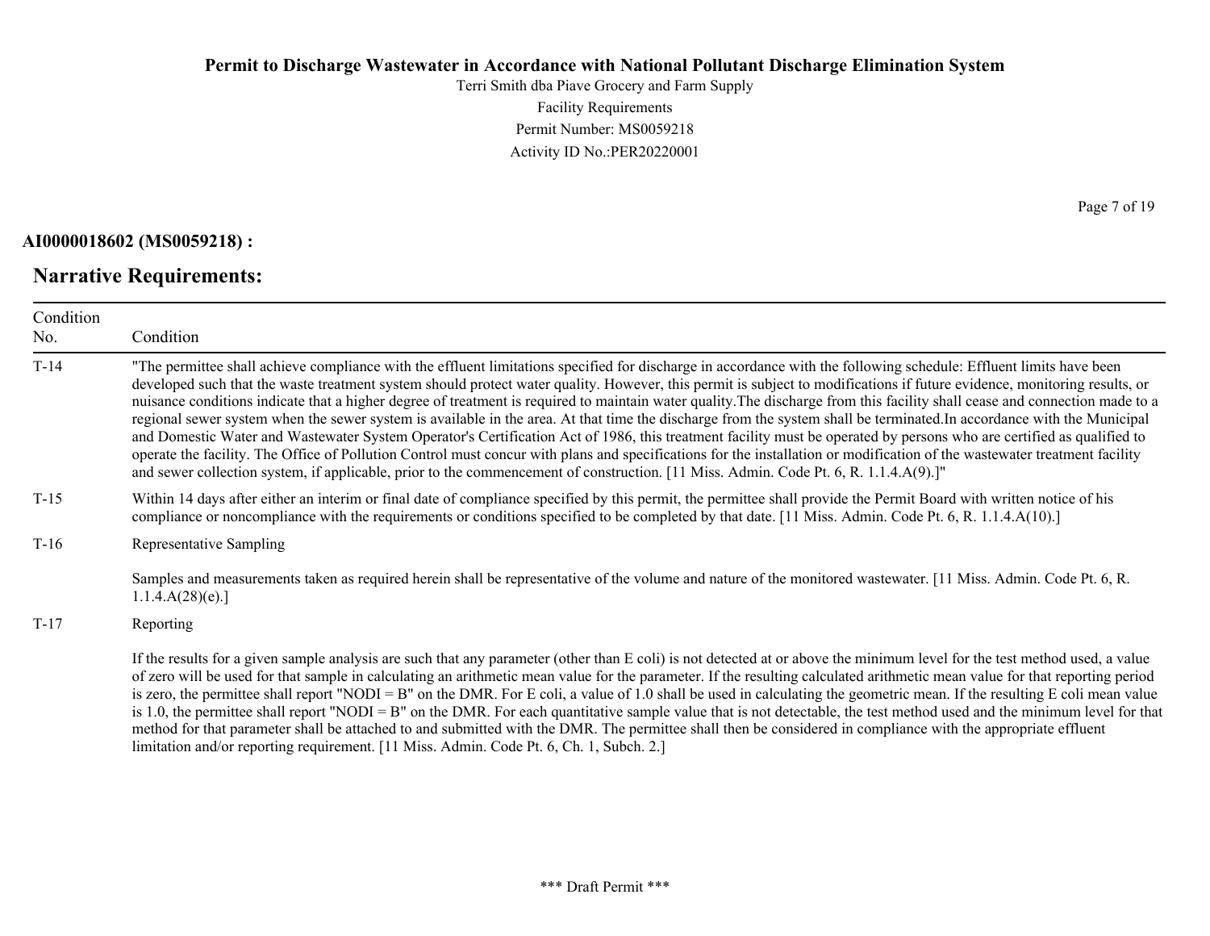**AI0000018602 (MS0059218) :**

## Narrative Requirements:

| Condition No. | Condition |
|---|---|
| T-14 | "The permittee shall achieve compliance with the effluent limitations specified for discharge in accordance with the following schedule: Effluent limits have been developed such that the waste treatment system should protect water quality. However, this permit is subject to modifications if future evidence, monitoring results, or nuisance conditions indicate that a higher degree of treatment is required to maintain water quality.The discharge from this facility shall cease and connection made to a regional sewer system when the sewer system is available in the area. At that time the discharge from the system shall be terminated.In accordance with the Municipal and Domestic Water and Wastewater System Operator's Certification Act of 1986, this treatment facility must be operated by persons who are certified as qualified to operate the facility. The Office of Pollution Control must concur with plans and specifications for the installation or modification of the wastewater treatment facility and sewer collection system, if applicable, prior to the commencement of construction. [11 Miss. Admin. Code Pt. 6, R. 1.1.4.A(9).]" |
| T-15 | Within 14 days after either an interim or final date of compliance specified by this permit, the permittee shall provide the Permit Board with written notice of his compliance or noncompliance with the requirements or conditions specified to be completed by that date. [11 Miss. Admin. Code Pt. 6, R. 1.1.4.A(10).] |
| T-16 | Representative Sampling<br><br>Samples and measurements taken as required herein shall be representative of the volume and nature of the monitored wastewater. [11 Miss. Admin. Code Pt. 6, R. 1.1.4.A(28)(e).] |
| T-17 | Reporting<br><br>If the results for a given sample analysis are such that any parameter (other than E coli) is not detected at or above the minimum level for the test method used, a value of zero will be used for that sample in calculating an arithmetic mean value for the parameter. If the resulting calculated arithmetic mean value for that reporting period is zero, the permittee shall report "NODI = B" on the DMR. For E coli, a value of 1.0 shall be used in calculating the geometric mean. If the resulting E coli mean value is 1.0, the permittee shall report "NODI = B" on the DMR. For each quantitative sample value that is not detectable, the test method used and the minimum level for that method for that parameter shall be attached to and submitted with the DMR. The permittee shall then be considered in compliance with the appropriate effluent limitation and/or reporting requirement. [11 Miss. Admin. Code Pt. 6, Ch. 1, Subch. 2.] |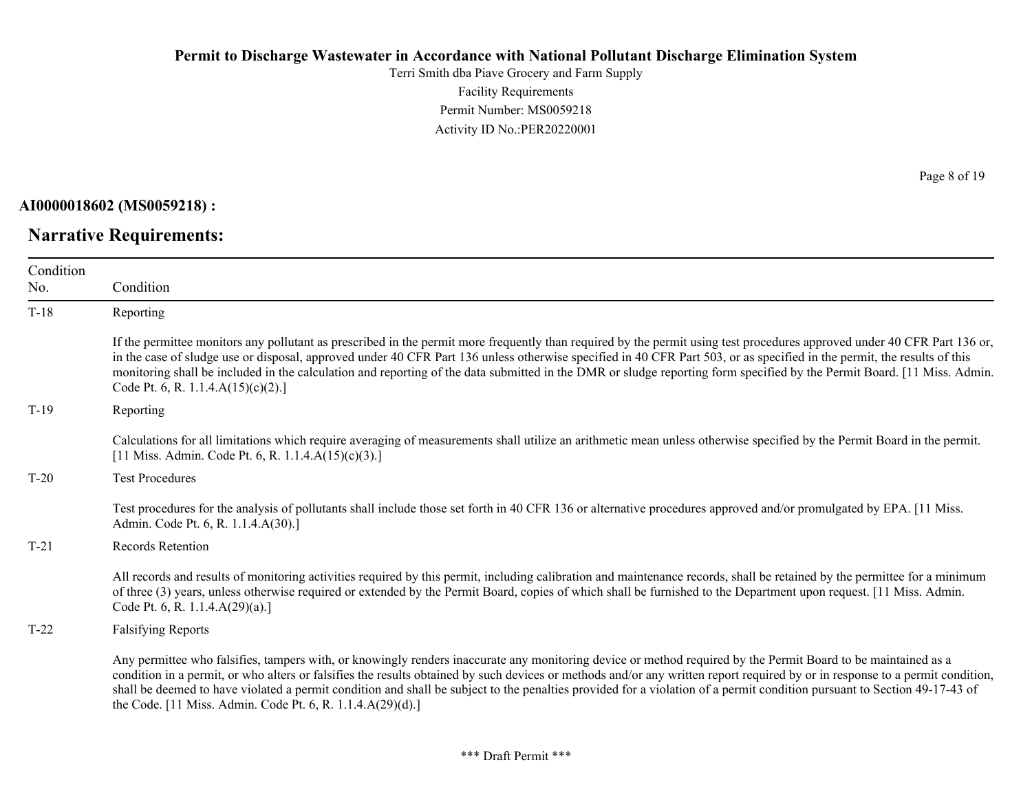**AI0000018602 (MS0059218) :**

## Narrative Requirements:

| Condition No. | Condition |
|---|---|
| T-18 | Reporting<br><br>If the permittee monitors any pollutant as prescribed in the permit more frequently than required by the permit using test procedures approved under 40 CFR Part 136 or, in the case of sludge use or disposal, approved under 40 CFR Part 136 unless otherwise specified in 40 CFR Part 503, or as specified in the permit, the results of this monitoring shall be included in the calculation and reporting of the data submitted in the DMR or sludge reporting form specified by the Permit Board. [11 Miss. Admin. Code Pt. 6, R. 1.1.4.A(15)(c)(2).] |
| T-19 | Reporting<br><br>Calculations for all limitations which require averaging of measurements shall utilize an arithmetic mean unless otherwise specified by the Permit Board in the permit. [11 Miss. Admin. Code Pt. 6, R. 1.1.4.A(15)(c)(3).] |
| T-20 | Test Procedures<br><br>Test procedures for the analysis of pollutants shall include those set forth in 40 CFR 136 or alternative procedures approved and/or promulgated by EPA. [11 Miss. Admin. Code Pt. 6, R. 1.1.4.A(30).] |
| T-21 | Records Retention<br><br>All records and results of monitoring activities required by this permit, including calibration and maintenance records, shall be retained by the permittee for a minimum of three (3) years, unless otherwise required or extended by the Permit Board, copies of which shall be furnished to the Department upon request. [11 Miss. Admin. Code Pt. 6, R. 1.1.4.A(29)(a).] |
| T-22 | Falsifying Reports<br><br>Any permittee who falsifies, tampers with, or knowingly renders inaccurate any monitoring device or method required by the Permit Board to be maintained as a condition in a permit, or who alters or falsifies the results obtained by such devices or methods and/or any written report required by or in response to a permit condition, shall be deemed to have violated a permit condition and shall be subject to the penalties provided for a violation of a permit condition pursuant to Section 49-17-43 of the Code. [11 Miss. Admin. Code Pt. 6, R. 1.1.4.A(29)(d).] |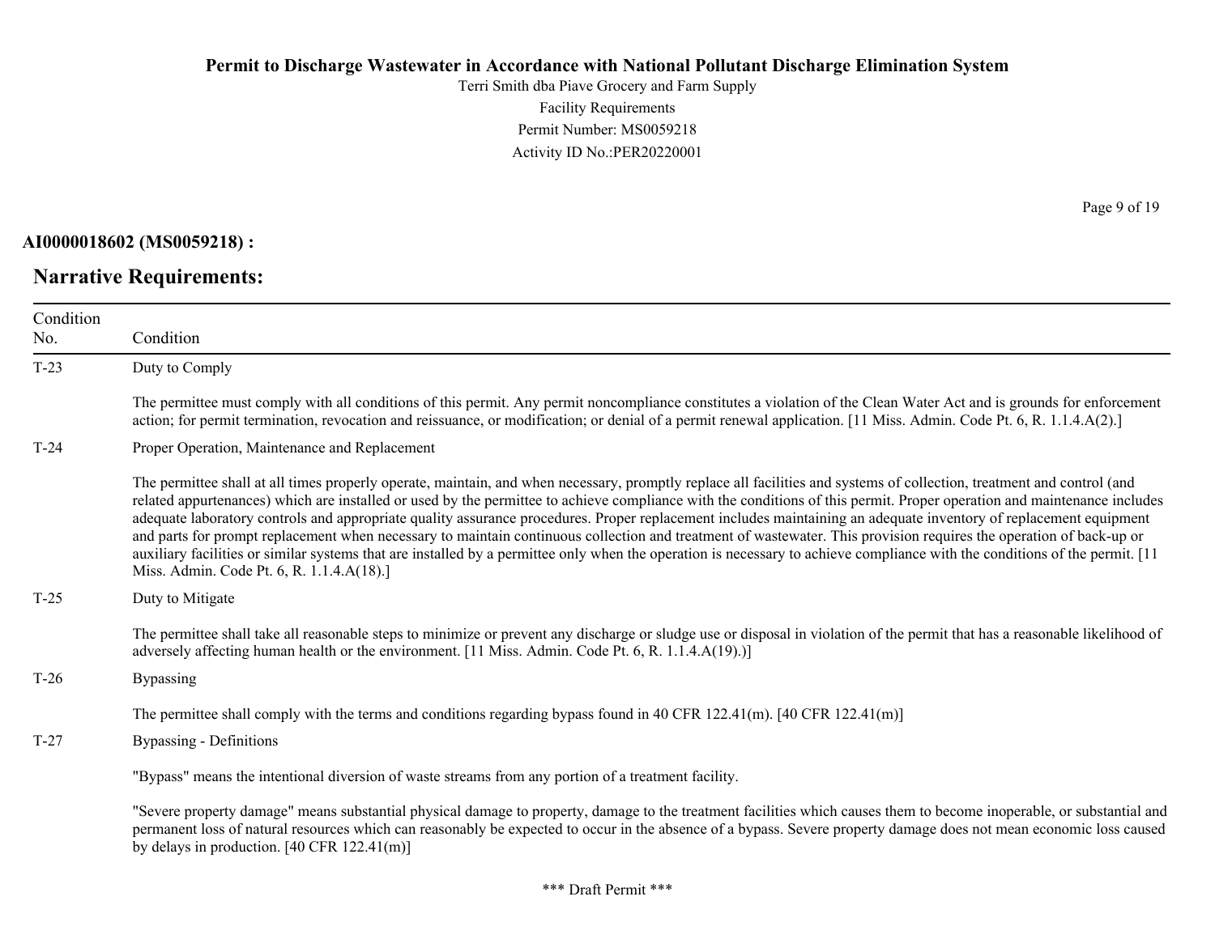**AI0000018602 (MS0059218) :**

## Narrative Requirements:

| Condition No. | Condition |
|---|---|
| T-23 | Duty to Comply<br><br>The permittee must comply with all conditions of this permit. Any permit noncompliance constitutes a violation of the Clean Water Act and is grounds for enforcement action; for permit termination, revocation and reissuance, or modification; or denial of a permit renewal application. [11 Miss. Admin. Code Pt. 6, R. 1.1.4.A(2).] |
| T-24 | Proper Operation, Maintenance and Replacement<br><br>The permittee shall at all times properly operate, maintain, and when necessary, promptly replace all facilities and systems of collection, treatment and control (and related appurtenances) which are installed or used by the permittee to achieve compliance with the conditions of this permit. Proper operation and maintenance includes adequate laboratory controls and appropriate quality assurance procedures. Proper replacement includes maintaining an adequate inventory of replacement equipment and parts for prompt replacement when necessary to maintain continuous collection and treatment of wastewater. This provision requires the operation of back-up or auxiliary facilities or similar systems that are installed by a permittee only when the operation is necessary to achieve compliance with the conditions of the permit. [11 Miss. Admin. Code Pt. 6, R. 1.1.4.A(18).] |
| T-25 | Duty to Mitigate<br><br>The permittee shall take all reasonable steps to minimize or prevent any discharge or sludge use or disposal in violation of the permit that has a reasonable likelihood of adversely affecting human health or the environment. [11 Miss. Admin. Code Pt. 6, R. 1.1.4.A(19).)] |
| T-26 | Bypassing<br><br>The permittee shall comply with the terms and conditions regarding bypass found in 40 CFR 122.41(m). [40 CFR 122.41(m)] |
| T-27 | Bypassing - Definitions<br><br>"Bypass" means the intentional diversion of waste streams from any portion of a treatment facility.<br><br>"Severe property damage" means substantial physical damage to property, damage to the treatment facilities which causes them to become inoperable, or substantial and permanent loss of natural resources which can reasonably be expected to occur in the absence of a bypass. Severe property damage does not mean economic loss caused by delays in production. [40 CFR 122.41(m)] |

\*\*\* Draft Permit \*\*\*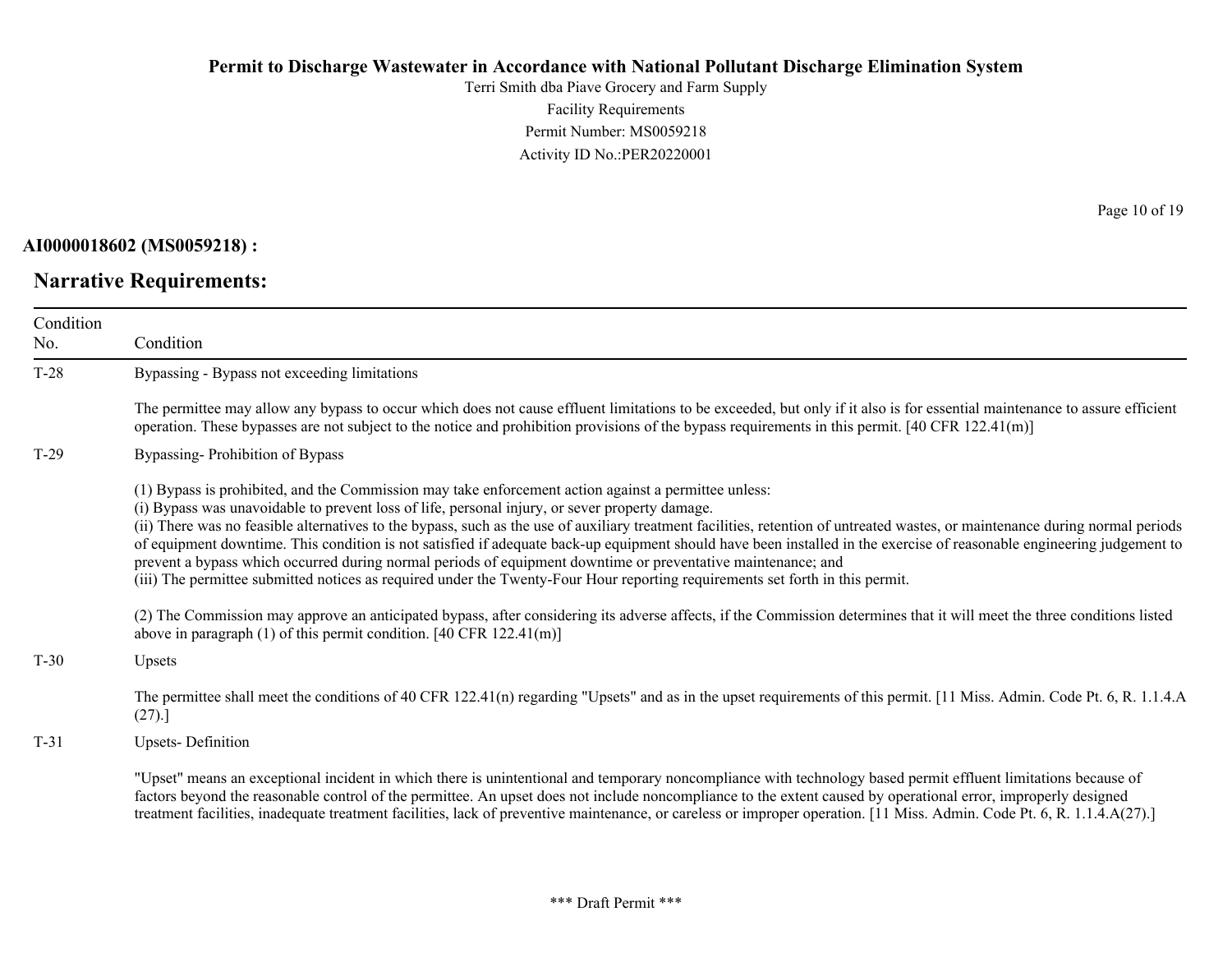**AI0000018602 (MS0059218) :**

## Narrative Requirements:

| Condition No. | Condition |
|---|---|
| T-28 | Bypassing - Bypass not exceeding limitations<br><br>The permittee may allow any bypass to occur which does not cause effluent limitations to be exceeded, but only if it also is for essential maintenance to assure efficient operation. These bypasses are not subject to the notice and prohibition provisions of the bypass requirements in this permit. [40 CFR 122.41(m)] |
| T-29 | Bypassing- Prohibition of Bypass<br><br>(1) Bypass is prohibited, and the Commission may take enforcement action against a permittee unless:<br>(i) Bypass was unavoidable to prevent loss of life, personal injury, or sever property damage.<br>(ii) There was no feasible alternatives to the bypass, such as the use of auxiliary treatment facilities, retention of untreated wastes, or maintenance during normal periods of equipment downtime. This condition is not satisfied if adequate back-up equipment should have been installed in the exercise of reasonable engineering judgement to prevent a bypass which occurred during normal periods of equipment downtime or preventative maintenance; and<br>(iii) The permittee submitted notices as required under the Twenty-Four Hour reporting requirements set forth in this permit.<br><br>(2) The Commission may approve an anticipated bypass, after considering its adverse affects, if the Commission determines that it will meet the three conditions listed above in paragraph (1) of this permit condition. [40 CFR 122.41(m)] |
| T-30 | Upsets<br><br>The permittee shall meet the conditions of 40 CFR 122.41(n) regarding "Upsets" and as in the upset requirements of this permit. [11 Miss. Admin. Code Pt. 6, R. 1.1.4.A (27).] |
| T-31 | Upsets- Definition<br><br>"Upset" means an exceptional incident in which there is unintentional and temporary noncompliance with technology based permit effluent limitations because of factors beyond the reasonable control of the permittee. An upset does not include noncompliance to the extent caused by operational error, improperly designed treatment facilities, inadequate treatment facilities, lack of preventive maintenance, or careless or improper operation. [11 Miss. Admin. Code Pt. 6, R. 1.1.4.A(27).] |

\*\*\* Draft Permit \*\*\*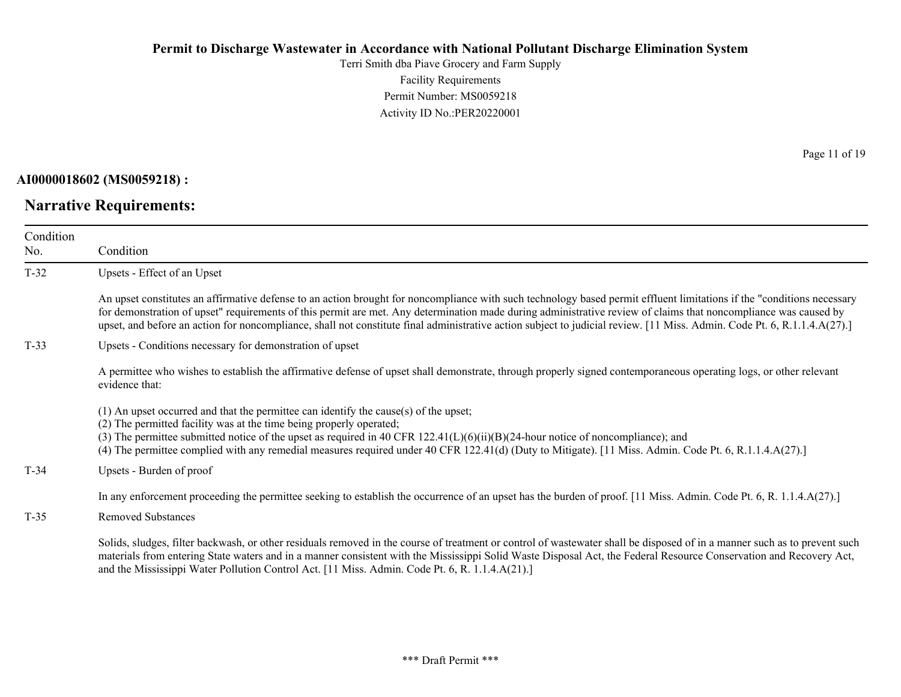**AI0000018602 (MS0059218) :**

## Narrative Requirements:

| Condition No. | Condition |
|---|---|
| T-32 | Upsets - Effect of an Upset<br><br>An upset constitutes an affirmative defense to an action brought for noncompliance with such technology based permit effluent limitations if the "conditions necessary for demonstration of upset" requirements of this permit are met. Any determination made during administrative review of claims that noncompliance was caused by upset, and before an action for noncompliance, shall not constitute final administrative action subject to judicial review. [11 Miss. Admin. Code Pt. 6, R.1.1.4.A(27).] |
| T-33 | Upsets - Conditions necessary for demonstration of upset<br><br>A permittee who wishes to establish the affirmative defense of upset shall demonstrate, through properly signed contemporaneous operating logs, or other relevant evidence that:<br><br>(1) An upset occurred and that the permittee can identify the cause(s) of the upset;<br>(2) The permitted facility was at the time being properly operated;<br>(3) The permittee submitted notice of the upset as required in 40 CFR 122.41(L)(6)(ii)(B)(24-hour notice of noncompliance); and<br>(4) The permittee complied with any remedial measures required under 40 CFR 122.41(d) (Duty to Mitigate). [11 Miss. Admin. Code Pt. 6, R.1.1.4.A(27).] |
| T-34 | Upsets - Burden of proof<br><br>In any enforcement proceeding the permittee seeking to establish the occurrence of an upset has the burden of proof. [11 Miss. Admin. Code Pt. 6, R. 1.1.4.A(27).] |
| T-35 | Removed Substances<br><br>Solids, sludges, filter backwash, or other residuals removed in the course of treatment or control of wastewater shall be disposed of in a manner such as to prevent such materials from entering State waters and in a manner consistent with the Mississippi Solid Waste Disposal Act, the Federal Resource Conservation and Recovery Act, and the Mississippi Water Pollution Control Act. [11 Miss. Admin. Code Pt. 6, R. 1.1.4.A(21).] |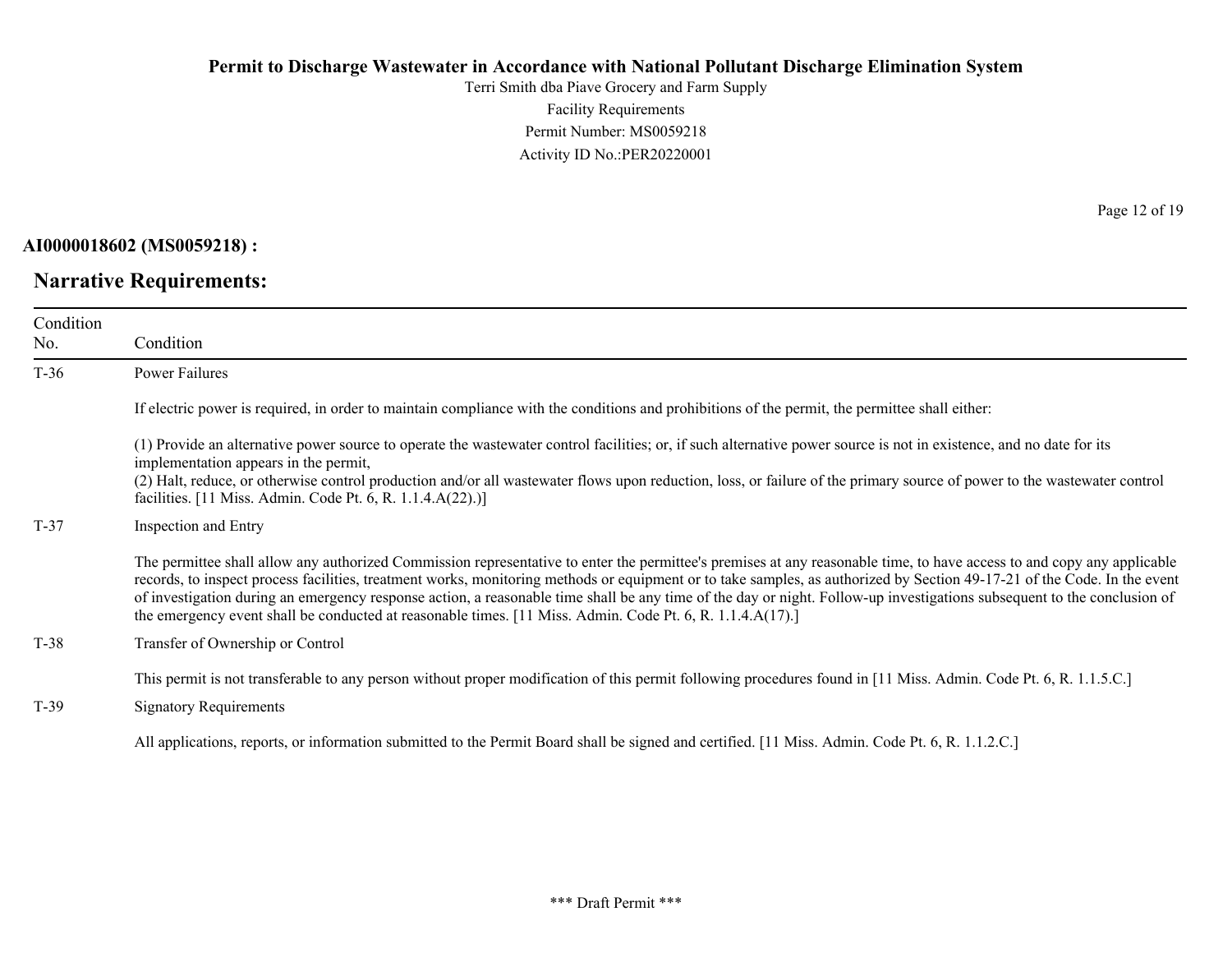**AI0000018602 (MS0059218) :**

## Narrative Requirements:

| Condition No. | Condition |
|---|---|
| T-36 | Power Failures<br><br>If electric power is required, in order to maintain compliance with the conditions and prohibitions of the permit, the permittee shall either:<br><br>(1) Provide an alternative power source to operate the wastewater control facilities; or, if such alternative power source is not in existence, and no date for its implementation appears in the permit,<br>(2) Halt, reduce, or otherwise control production and/or all wastewater flows upon reduction, loss, or failure of the primary source of power to the wastewater control facilities. [11 Miss. Admin. Code Pt. 6, R. 1.1.4.A(22).)] |
| T-37 | Inspection and Entry<br><br>The permittee shall allow any authorized Commission representative to enter the permittee's premises at any reasonable time, to have access to and copy any applicable records, to inspect process facilities, treatment works, monitoring methods or equipment or to take samples, as authorized by Section 49-17-21 of the Code. In the event of investigation during an emergency response action, a reasonable time shall be any time of the day or night. Follow-up investigations subsequent to the conclusion of the emergency event shall be conducted at reasonable times. [11 Miss. Admin. Code Pt. 6, R. 1.1.4.A(17).] |
| T-38 | Transfer of Ownership or Control<br><br>This permit is not transferable to any person without proper modification of this permit following procedures found in [11 Miss. Admin. Code Pt. 6, R. 1.1.5.C.] |
| T-39 | Signatory Requirements<br><br>All applications, reports, or information submitted to the Permit Board shall be signed and certified. [11 Miss. Admin. Code Pt. 6, R. 1.1.2.C.] |

\*\*\* Draft Permit \*\*\*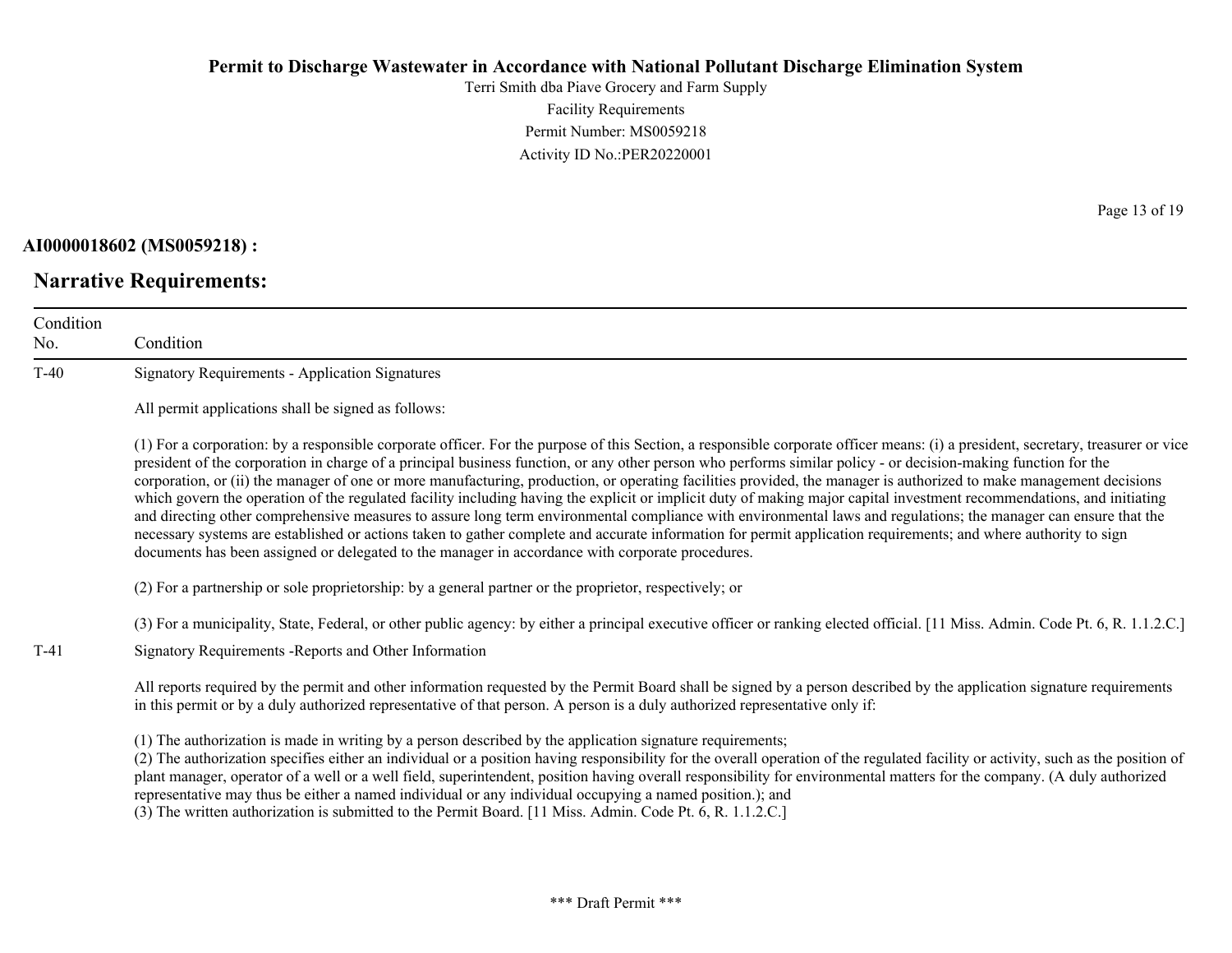**AI0000018602 (MS0059218) :**

## Narrative Requirements:

| Condition No. | Condition |
|---|---|
| T-40 | Signatory Requirements - Application Signatures<br><br>All permit applications shall be signed as follows:<br><br>(1) For a corporation: by a responsible corporate officer. For the purpose of this Section, a responsible corporate officer means: (i) a president, secretary, treasurer or vice president of the corporation in charge of a principal business function, or any other person who performs similar policy - or decision-making function for the corporation, or (ii) the manager of one or more manufacturing, production, or operating facilities provided, the manager is authorized to make management decisions which govern the operation of the regulated facility including having the explicit or implicit duty of making major capital investment recommendations, and initiating and directing other comprehensive measures to assure long term environmental compliance with environmental laws and regulations; the manager can ensure that the necessary systems are established or actions taken to gather complete and accurate information for permit application requirements; and where authority to sign documents has been assigned or delegated to the manager in accordance with corporate procedures.<br><br>(2) For a partnership or sole proprietorship: by a general partner or the proprietor, respectively; or<br><br>(3) For a municipality, State, Federal, or other public agency: by either a principal executive officer or ranking elected official. [11 Miss. Admin. Code Pt. 6, R. 1.1.2.C.] |
| T-41 | Signatory Requirements -Reports and Other Information<br><br>All reports required by the permit and other information requested by the Permit Board shall be signed by a person described by the application signature requirements in this permit or by a duly authorized representative of that person. A person is a duly authorized representative only if:<br><br>(1) The authorization is made in writing by a person described by the application signature requirements;<br>(2) The authorization specifies either an individual or a position having responsibility for the overall operation of the regulated facility or activity, such as the position of plant manager, operator of a well or a well field, superintendent, position having overall responsibility for environmental matters for the company. (A duly authorized representative may thus be either a named individual or any individual occupying a named position.); and<br>(3) The written authorization is submitted to the Permit Board. [11 Miss. Admin. Code Pt. 6, R. 1.1.2.C.] |

\*\*\* Draft Permit \*\*\*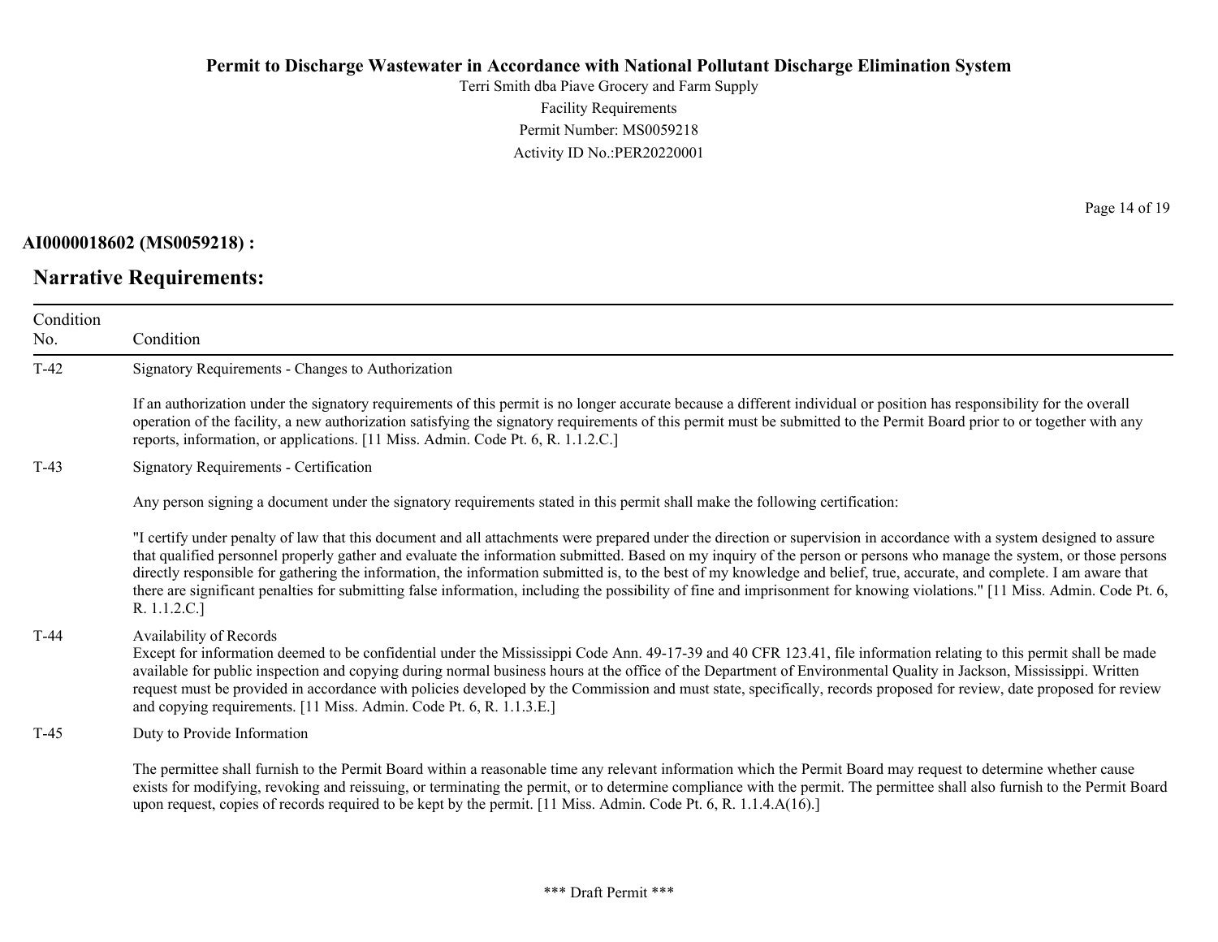**AI0000018602 (MS0059218) :**

## Narrative Requirements:

| Condition No. | Condition |
| --- | --- |
| T-42 | Signatory Requirements - Changes to Authorization<br><br>If an authorization under the signatory requirements of this permit is no longer accurate because a different individual or position has responsibility for the overall operation of the facility, a new authorization satisfying the signatory requirements of this permit must be submitted to the Permit Board prior to or together with any reports, information, or applications. [11 Miss. Admin. Code Pt. 6, R. 1.1.2.C.] |
| T-43 | Signatory Requirements - Certification<br><br>Any person signing a document under the signatory requirements stated in this permit shall make the following certification:<br><br>"I certify under penalty of law that this document and all attachments were prepared under the direction or supervision in accordance with a system designed to assure that qualified personnel properly gather and evaluate the information submitted. Based on my inquiry of the person or persons who manage the system, or those persons directly responsible for gathering the information, the information submitted is, to the best of my knowledge and belief, true, accurate, and complete. I am aware that there are significant penalties for submitting false information, including the possibility of fine and imprisonment for knowing violations." [11 Miss. Admin. Code Pt. 6, R. 1.1.2.C.] |
| T-44 | Availability of Records<br>Except for information deemed to be confidential under the Mississippi Code Ann. 49-17-39 and 40 CFR 123.41, file information relating to this permit shall be made available for public inspection and copying during normal business hours at the office of the Department of Environmental Quality in Jackson, Mississippi. Written request must be provided in accordance with policies developed by the Commission and must state, specifically, records proposed for review, date proposed for review and copying requirements. [11 Miss. Admin. Code Pt. 6, R. 1.1.3.E.] |
| T-45 | Duty to Provide Information<br><br>The permittee shall furnish to the Permit Board within a reasonable time any relevant information which the Permit Board may request to determine whether cause exists for modifying, revoking and reissuing, or terminating the permit, or to determine compliance with the permit. The permittee shall also furnish to the Permit Board upon request, copies of records required to be kept by the permit. [11 Miss. Admin. Code Pt. 6, R. 1.1.4.A(16).] |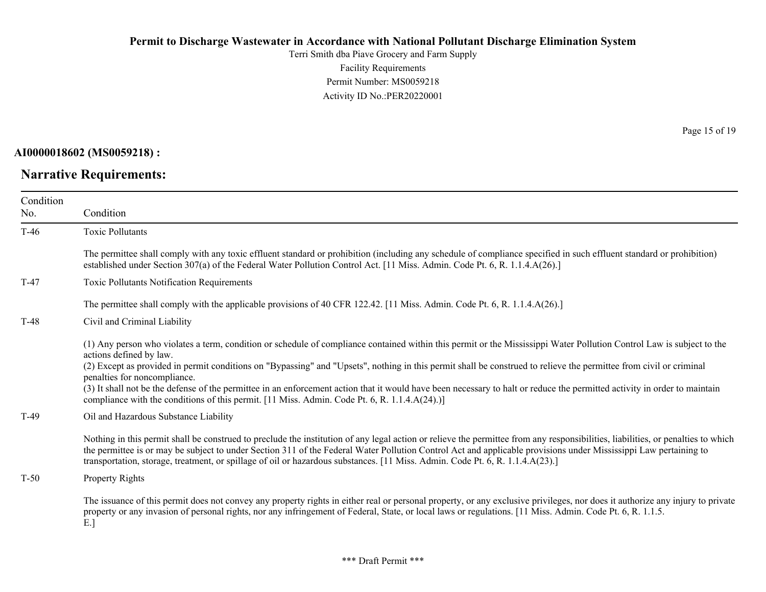**AI0000018602 (MS0059218) :**

## Narrative Requirements:

| Condition No. | Condition |
|---|---|
| T-46 | Toxic Pollutants<br><br>The permittee shall comply with any toxic effluent standard or prohibition (including any schedule of compliance specified in such effluent standard or prohibition) established under Section 307(a) of the Federal Water Pollution Control Act. [11 Miss. Admin. Code Pt. 6, R. 1.1.4.A(26).] |
| T-47 | Toxic Pollutants Notification Requirements<br><br>The permittee shall comply with the applicable provisions of 40 CFR 122.42. [11 Miss. Admin. Code Pt. 6, R. 1.1.4.A(26).] |
| T-48 | Civil and Criminal Liability<br><br>(1) Any person who violates a term, condition or schedule of compliance contained within this permit or the Mississippi Water Pollution Control Law is subject to the actions defined by law.<br>(2) Except as provided in permit conditions on "Bypassing" and "Upsets", nothing in this permit shall be construed to relieve the permittee from civil or criminal penalties for noncompliance.<br>(3) It shall not be the defense of the permittee in an enforcement action that it would have been necessary to halt or reduce the permitted activity in order to maintain compliance with the conditions of this permit. [11 Miss. Admin. Code Pt. 6, R. 1.1.4.A(24).)] |
| T-49 | Oil and Hazardous Substance Liability<br><br>Nothing in this permit shall be construed to preclude the institution of any legal action or relieve the permittee from any responsibilities, liabilities, or penalties to which the permittee is or may be subject to under Section 311 of the Federal Water Pollution Control Act and applicable provisions under Mississippi Law pertaining to transportation, storage, treatment, or spillage of oil or hazardous substances. [11 Miss. Admin. Code Pt. 6, R. 1.1.4.A(23).] |
| T-50 | Property Rights<br><br>The issuance of this permit does not convey any property rights in either real or personal property, or any exclusive privileges, nor does it authorize any injury to private property or any invasion of personal rights, nor any infringement of Federal, State, or local laws or regulations. [11 Miss. Admin. Code Pt. 6, R. 1.1.5. E.] |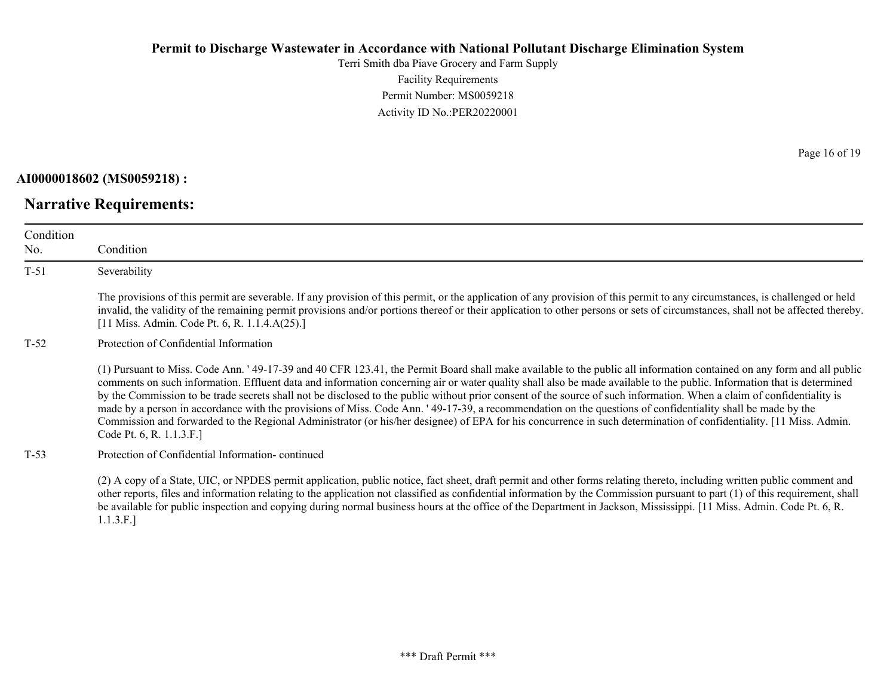**AI0000018602 (MS0059218) :**

## Narrative Requirements:

| Condition No. | Condition |
|---|---|
| T-51 | Severability<br><br>The provisions of this permit are severable. If any provision of this permit, or the application of any provision of this permit to any circumstances, is challenged or held invalid, the validity of the remaining permit provisions and/or portions thereof or their application to other persons or sets of circumstances, shall not be affected thereby. [11 Miss. Admin. Code Pt. 6, R. 1.1.4.A(25).] |
| T-52 | Protection of Confidential Information<br><br>(1) Pursuant to Miss. Code Ann. ' 49-17-39 and 40 CFR 123.41, the Permit Board shall make available to the public all information contained on any form and all public comments on such information. Effluent data and information concerning air or water quality shall also be made available to the public. Information that is determined by the Commission to be trade secrets shall not be disclosed to the public without prior consent of the source of such information. When a claim of confidentiality is made by a person in accordance with the provisions of Miss. Code Ann. ' 49-17-39, a recommendation on the questions of confidentiality shall be made by the Commission and forwarded to the Regional Administrator (or his/her designee) of EPA for his concurrence in such determination of confidentiality. [11 Miss. Admin. Code Pt. 6, R. 1.1.3.F.] |
| T-53 | Protection of Confidential Information- continued<br><br>(2) A copy of a State, UIC, or NPDES permit application, public notice, fact sheet, draft permit and other forms relating thereto, including written public comment and other reports, files and information relating to the application not classified as confidential information by the Commission pursuant to part (1) of this requirement, shall be available for public inspection and copying during normal business hours at the office of the Department in Jackson, Mississippi. [11 Miss. Admin. Code Pt. 6, R. 1.1.3.F.] |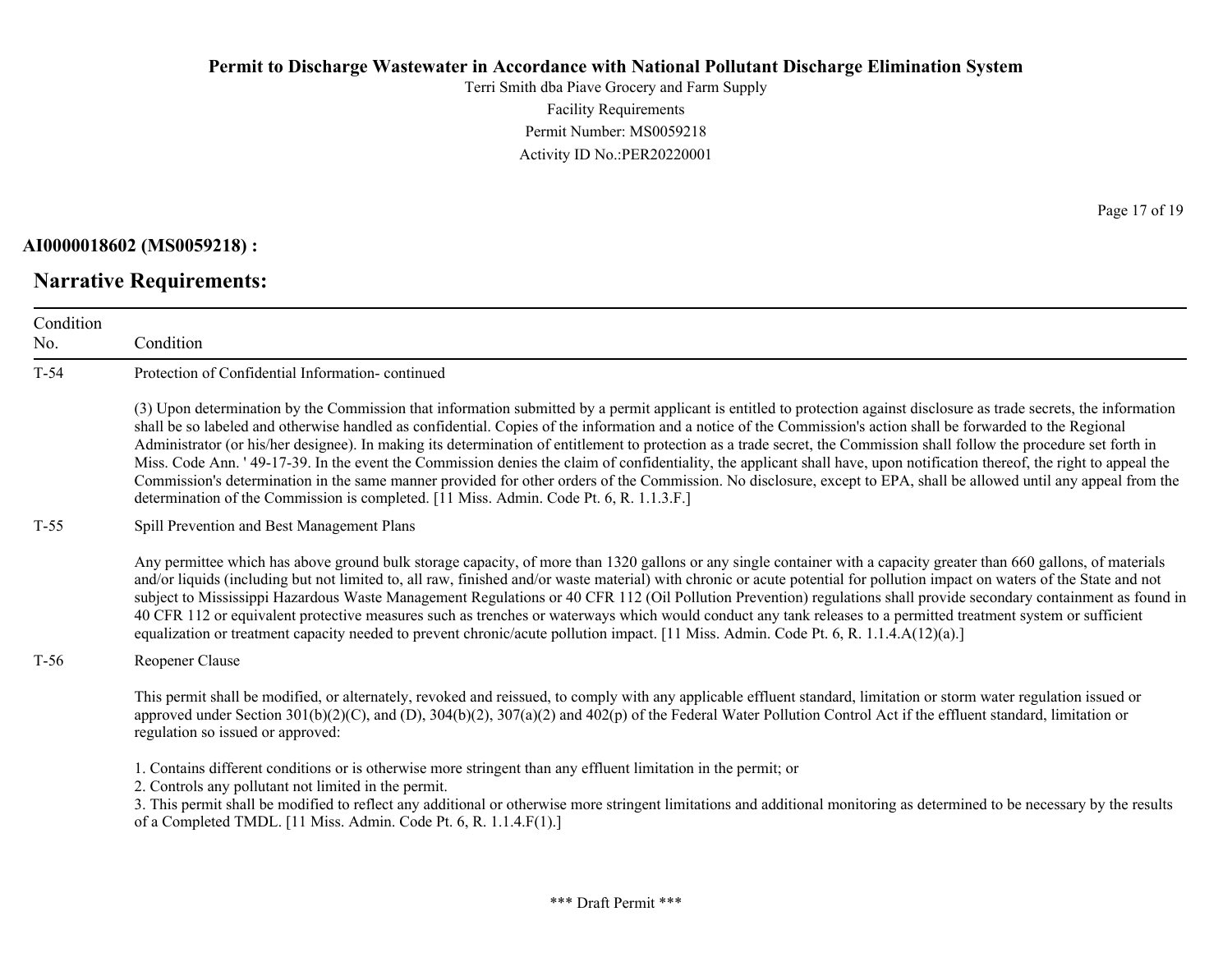**AI0000018602 (MS0059218) :**

## Narrative Requirements:

| Condition No. | Condition |
|---|---|
| T-54 | Protection of Confidential Information- continued<br><br>(3) Upon determination by the Commission that information submitted by a permit applicant is entitled to protection against disclosure as trade secrets, the information shall be so labeled and otherwise handled as confidential. Copies of the information and a notice of the Commission's action shall be forwarded to the Regional Administrator (or his/her designee). In making its determination of entitlement to protection as a trade secret, the Commission shall follow the procedure set forth in Miss. Code Ann. ' 49-17-39. In the event the Commission denies the claim of confidentiality, the applicant shall have, upon notification thereof, the right to appeal the Commission's determination in the same manner provided for other orders of the Commission. No disclosure, except to EPA, shall be allowed until any appeal from the determination of the Commission is completed. [11 Miss. Admin. Code Pt. 6, R. 1.1.3.F.] |
| T-55 | Spill Prevention and Best Management Plans<br><br>Any permittee which has above ground bulk storage capacity, of more than 1320 gallons or any single container with a capacity greater than 660 gallons, of materials and/or liquids (including but not limited to, all raw, finished and/or waste material) with chronic or acute potential for pollution impact on waters of the State and not subject to Mississippi Hazardous Waste Management Regulations or 40 CFR 112 (Oil Pollution Prevention) regulations shall provide secondary containment as found in 40 CFR 112 or equivalent protective measures such as trenches or waterways which would conduct any tank releases to a permitted treatment system or sufficient equalization or treatment capacity needed to prevent chronic/acute pollution impact. [11 Miss. Admin. Code Pt. 6, R. 1.1.4.A(12)(a).] |
| T-56 | Reopener Clause<br><br>This permit shall be modified, or alternately, revoked and reissued, to comply with any applicable effluent standard, limitation or storm water regulation issued or approved under Section 301(b)(2)(C), and (D), 304(b)(2), 307(a)(2) and 402(p) of the Federal Water Pollution Control Act if the effluent standard, limitation or regulation so issued or approved:<br><br>1. Contains different conditions or is otherwise more stringent than any effluent limitation in the permit; or<br>2. Controls any pollutant not limited in the permit.<br>3. This permit shall be modified to reflect any additional or otherwise more stringent limitations and additional monitoring as determined to be necessary by the results of a Completed TMDL. [11 Miss. Admin. Code Pt. 6, R. 1.1.4.F(1).] |

\*\*\* Draft Permit \*\*\*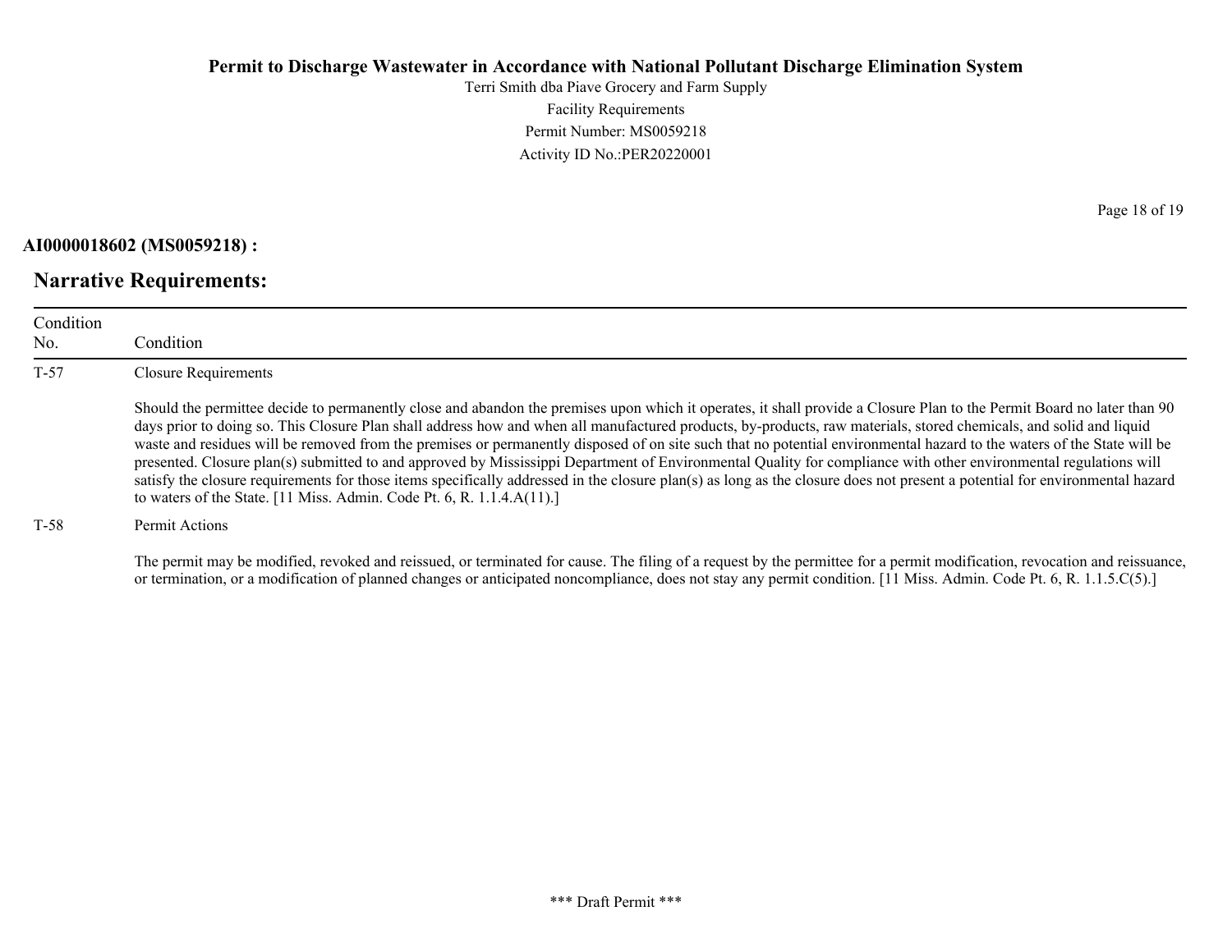**AI0000018602 (MS0059218) :**

## Narrative Requirements:

| Condition No. | Condition |
|---|---|
| T-57 | Closure Requirements<br><br>Should the permittee decide to permanently close and abandon the premises upon which it operates, it shall provide a Closure Plan to the Permit Board no later than 90 days prior to doing so. This Closure Plan shall address how and when all manufactured products, by-products, raw materials, stored chemicals, and solid and liquid waste and residues will be removed from the premises or permanently disposed of on site such that no potential environmental hazard to the waters of the State will be presented. Closure plan(s) submitted to and approved by Mississippi Department of Environmental Quality for compliance with other environmental regulations will satisfy the closure requirements for those items specifically addressed in the closure plan(s) as long as the closure does not present a potential for environmental hazard to waters of the State. [11 Miss. Admin. Code Pt. 6, R. 1.1.4.A(11).] |
| T-58 | Permit Actions<br><br>The permit may be modified, revoked and reissued, or terminated for cause. The filing of a request by the permittee for a permit modification, revocation and reissuance, or termination, or a modification of planned changes or anticipated noncompliance, does not stay any permit condition. [11 Miss. Admin. Code Pt. 6, R. 1.1.5.C(5).] |

*** Draft Permit ***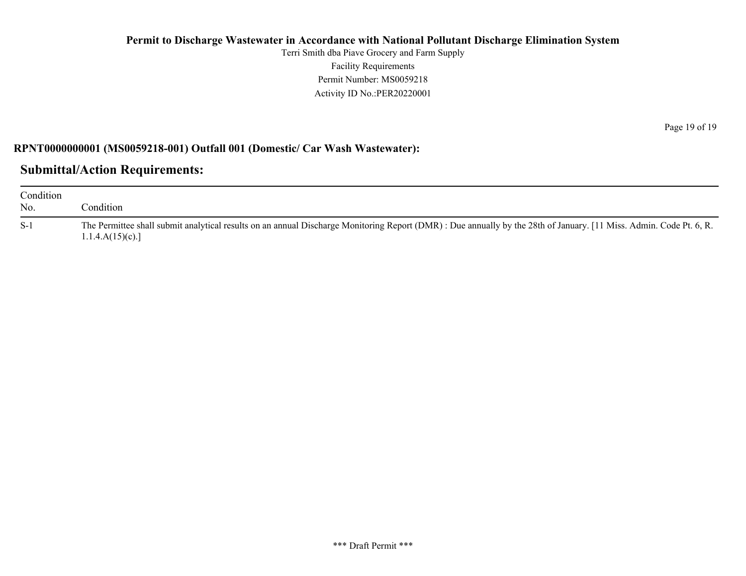**RPNT0000000001 (MS0059218-001) Outfall 001 (Domestic/ Car Wash Wastewater):**

## Submittal/Action Requirements:

| Condition No. | Condition |
|---|---|
| S-1 | The Permittee shall submit analytical results on an annual Discharge Monitoring Report (DMR) : Due annually by the 28th of January. [11 Miss. Admin. Code Pt. 6, R. 1.1.4.A(15)(c).] |

*** Draft Permit ***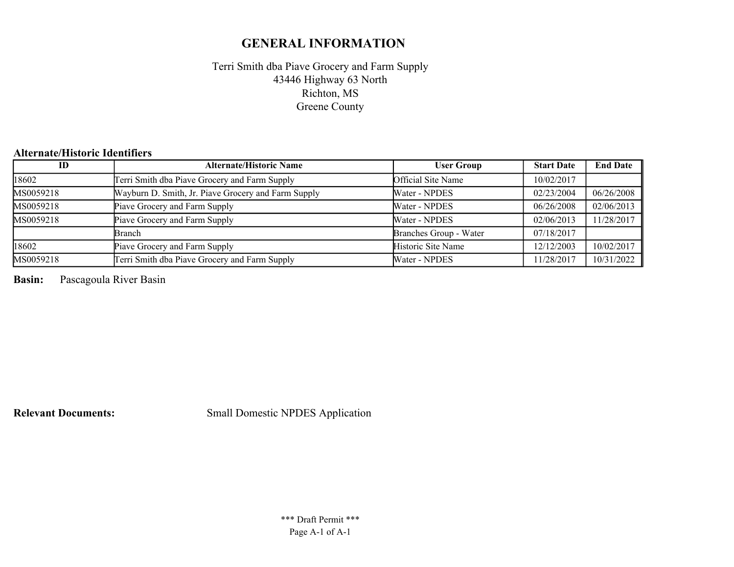# GENERAL INFORMATION

Terri Smith dba Piave Grocery and Farm Supply
43446 Highway 63 North
Richton, MS
Greene County

**Alternate/Historic Identifiers**

| ID | Alternate/Historic Name | User Group | Start Date | End Date |
|---|---|---|---|---|
| 18602 | Terri Smith dba Piave Grocery and Farm Supply | Official Site Name | 10/02/2017 | |
| MS0059218 | Wayburn D. Smith, Jr. Piave Grocery and Farm Supply | Water - NPDES | 02/23/2004 | 06/26/2008 |
| MS0059218 | Piave Grocery and Farm Supply | Water - NPDES | 06/26/2008 | 02/06/2013 |
| MS0059218 | Piave Grocery and Farm Supply | Water - NPDES | 02/06/2013 | 11/28/2017 |
| | Branch | Branches Group - Water | 07/18/2017 | |
| 18602 | Piave Grocery and Farm Supply | Historic Site Name | 12/12/2003 | 10/02/2017 |
| MS0059218 | Terri Smith dba Piave Grocery and Farm Supply | Water - NPDES | 11/28/2017 | 10/31/2022 |

**Basin:** Pascagoula River Basin

**Relevant Documents:** Small Domestic NPDES Application

\*\*\* Draft Permit \*\*\*